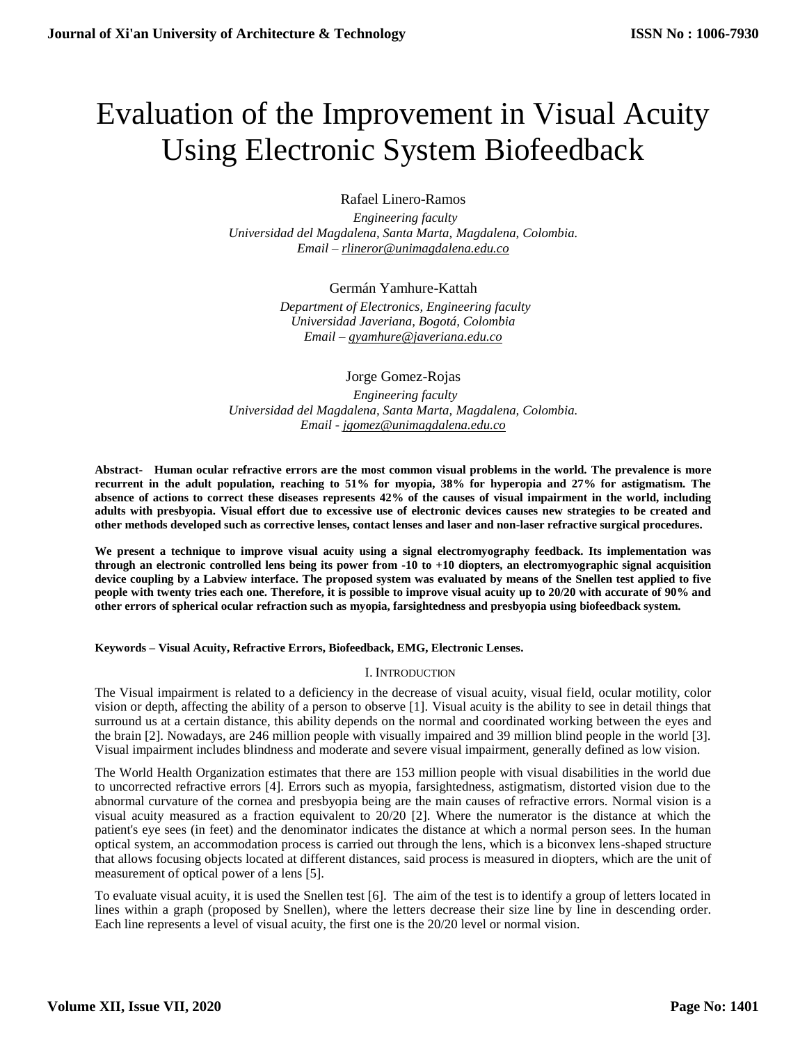# Evaluation of the Improvement in Visual Acuity Using Electronic System Biofeedback

Rafael Linero-Ramos

*Engineering faculty*
*Universidad del Magdalena, Santa Marta, Magdalena, Colombia.*
*Email – rlineror@unimagdalena.edu.co*

Germán Yamhure-Kattah

*Department of Electronics, Engineering faculty*
*Universidad Javeriana, Bogotá, Colombia*
*Email – gyamhure@javeriana.edu.co*

Jorge Gomez-Rojas

*Engineering faculty*
*Universidad del Magdalena, Santa Marta, Magdalena, Colombia.*
*Email - jgomez@unimagdalena.edu.co*

**Abstract- Human ocular refractive errors are the most common visual problems in the world. The prevalence is more recurrent in the adult population, reaching to 51% for myopia, 38% for hyperopia and 27% for astigmatism. The absence of actions to correct these diseases represents 42% of the causes of visual impairment in the world, including adults with presbyopia. Visual effort due to excessive use of electronic devices causes new strategies to be created and other methods developed such as corrective lenses, contact lenses and laser and non-laser refractive surgical procedures.**

**We present a technique to improve visual acuity using a signal electromyography feedback. Its implementation was through an electronic controlled lens being its power from -10 to +10 diopters, an electromyographic signal acquisition device coupling by a Labview interface. The proposed system was evaluated by means of the Snellen test applied to five people with twenty tries each one. Therefore, it is possible to improve visual acuity up to 20/20 with accurate of 90% and other errors of spherical ocular refraction such as myopia, farsightedness and presbyopia using biofeedback system.**

**Keywords – Visual Acuity, Refractive Errors, Biofeedback, EMG, Electronic Lenses.**

## I. Introduction

The Visual impairment is related to a deficiency in the decrease of visual acuity, visual field, ocular motility, color vision or depth, affecting the ability of a person to observe [1]. Visual acuity is the ability to see in detail things that surround us at a certain distance, this ability depends on the normal and coordinated working between the eyes and the brain [2]. Nowadays, are 246 million people with visually impaired and 39 million blind people in the world [3]. Visual impairment includes blindness and moderate and severe visual impairment, generally defined as low vision.

The World Health Organization estimates that there are 153 million people with visual disabilities in the world due to uncorrected refractive errors [4]. Errors such as myopia, farsightedness, astigmatism, distorted vision due to the abnormal curvature of the cornea and presbyopia being are the main causes of refractive errors. Normal vision is a visual acuity measured as a fraction equivalent to 20/20 [2]. Where the numerator is the distance at which the patient's eye sees (in feet) and the denominator indicates the distance at which a normal person sees. In the human optical system, an accommodation process is carried out through the lens, which is a biconvex lens-shaped structure that allows focusing objects located at different distances, said process is measured in diopters, which are the unit of measurement of optical power of a lens [5].

To evaluate visual acuity, it is used the Snellen test [6]. The aim of the test is to identify a group of letters located in lines within a graph (proposed by Snellen), where the letters decrease their size line by line in descending order. Each line represents a level of visual acuity, the first one is the 20/20 level or normal vision.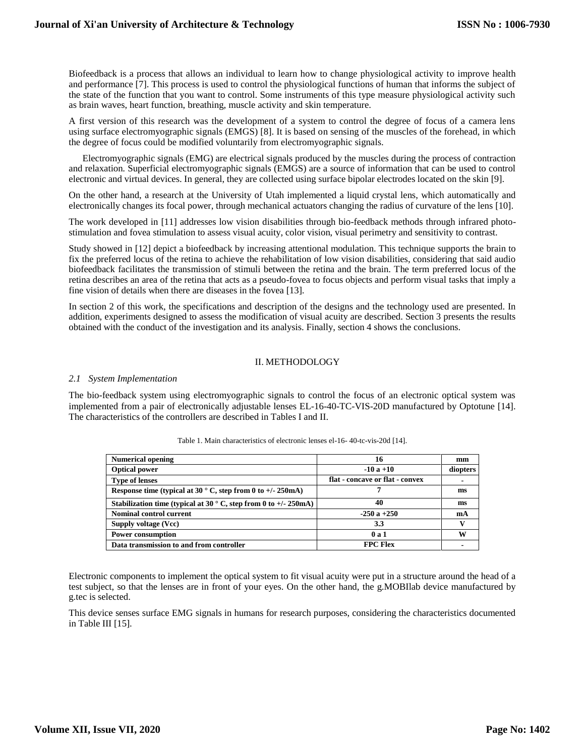Biofeedback is a process that allows an individual to learn how to change physiological activity to improve health and performance [7]. This process is used to control the physiological functions of human that informs the subject of the state of the function that you want to control. Some instruments of this type measure physiological activity such as brain waves, heart function, breathing, muscle activity and skin temperature.

A first version of this research was the development of a system to control the degree of focus of a camera lens using surface electromyographic signals (EMGS) [8]. It is based on sensing of the muscles of the forehead, in which the degree of focus could be modified voluntarily from electromyographic signals.

Electromyographic signals (EMG) are electrical signals produced by the muscles during the process of contraction and relaxation. Superficial electromyographic signals (EMGS) are a source of information that can be used to control electronic and virtual devices. In general, they are collected using surface bipolar electrodes located on the skin [9].

On the other hand, a research at the University of Utah implemented a liquid crystal lens, which automatically and electronically changes its focal power, through mechanical actuators changing the radius of curvature of the lens [10].

The work developed in [11] addresses low vision disabilities through bio-feedback methods through infrared photo-stimulation and fovea stimulation to assess visual acuity, color vision, visual perimetry and sensitivity to contrast.

Study showed in [12] depict a biofeedback by increasing attentional modulation. This technique supports the brain to fix the preferred locus of the retina to achieve the rehabilitation of low vision disabilities, considering that said audio biofeedback facilitates the transmission of stimuli between the retina and the brain. The term preferred locus of the retina describes an area of the retina that acts as a pseudo-fovea to focus objects and perform visual tasks that imply a fine vision of details when there are diseases in the fovea [13].

In section 2 of this work, the specifications and description of the designs and the technology used are presented. In addition, experiments designed to assess the modification of visual acuity are described. Section 3 presents the results obtained with the conduct of the investigation and its analysis. Finally, section 4 shows the conclusions.

## II. METHODOLOGY

### *2.1 System Implementation*

The bio-feedback system using electromyographic signals to control the focus of an electronic optical system was implemented from a pair of electronically adjustable lenses EL-16-40-TC-VIS-20D manufactured by Optotune [14]. The characteristics of the controllers are described in Tables I and II.

Table 1. Main characteristics of electronic lenses el-16- 40-tc-vis-20d [14].

| **Numerical opening** | **16** | **mm** |
|---|---|---|
| **Optical power** | **-10 a +10** | **diopters** |
| **Type of lenses** | **flat - concave or flat - convex** | **-** |
| **Response time (typical at 30 ° C, step from 0 to +/- 250mA)** | **7** | **ms** |
| **Stabilization time (typical at 30 ° C, step from 0 to +/- 250mA)** | **40** | **ms** |
| **Nominal control current** | **-250 a +250** | **mA** |
| **Supply voltage (Vcc)** | **3.3** | **V** |
| **Power consumption** | **0 a 1** | **W** |
| **Data transmission to and from controller** | **FPC Flex** | **-** |

Electronic components to implement the optical system to fit visual acuity were put in a structure around the head of a test subject, so that the lenses are in front of your eyes. On the other hand, the g.MOBIlab device manufactured by g.tec is selected.

This device senses surface EMG signals in humans for research purposes, considering the characteristics documented in Table III [15].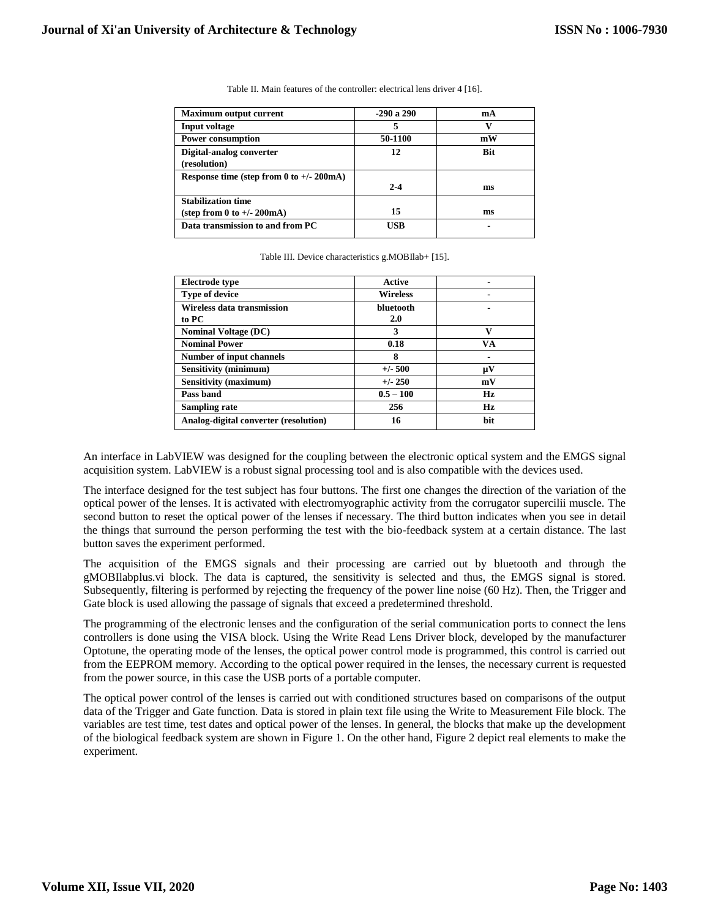Table II. Main features of the controller: electrical lens driver 4 [16].

| Maximum output current | -290 a 290 | mA |
|---|---|---|
| Input voltage | 5 | V |
| Power consumption | 50-1100 | mW |
| Digital-analog converter (resolution) | 12 | Bit |
| Response time (step from 0 to +/- 200mA) | 2-4 | ms |
| Stabilization time (step from 0 to +/- 200mA) | 15 | ms |
| Data transmission to and from PC | USB | - |

Table III. Device characteristics g.MOBIlab+ [15].

| Electrode type | Active | - |
|---|---|---|
| Type of device | Wireless | - |
| Wireless data transmission to PC | bluetooth 2.0 | - |
| Nominal Voltage (DC) | 3 | V |
| Nominal Power | 0.18 | VA |
| Number of input channels | 8 | - |
| Sensitivity (minimum) | +/- 500 | µV |
| Sensitivity (maximum) | +/- 250 | mV |
| Pass band | 0.5 – 100 | Hz |
| Sampling rate | 256 | Hz |
| Analog-digital converter (resolution) | 16 | bit |

An interface in LabVIEW was designed for the coupling between the electronic optical system and the EMGS signal acquisition system. LabVIEW is a robust signal processing tool and is also compatible with the devices used.

The interface designed for the test subject has four buttons. The first one changes the direction of the variation of the optical power of the lenses. It is activated with electromyographic activity from the corrugator supercilii muscle. The second button to reset the optical power of the lenses if necessary. The third button indicates when you see in detail the things that surround the person performing the test with the bio-feedback system at a certain distance. The last button saves the experiment performed.

The acquisition of the EMGS signals and their processing are carried out by bluetooth and through the gMOBIlabplus.vi block. The data is captured, the sensitivity is selected and thus, the EMGS signal is stored. Subsequently, filtering is performed by rejecting the frequency of the power line noise (60 Hz). Then, the Trigger and Gate block is used allowing the passage of signals that exceed a predetermined threshold.

The programming of the electronic lenses and the configuration of the serial communication ports to connect the lens controllers is done using the VISA block. Using the Write Read Lens Driver block, developed by the manufacturer Optotune, the operating mode of the lenses, the optical power control mode is programmed, this control is carried out from the EEPROM memory. According to the optical power required in the lenses, the necessary current is requested from the power source, in this case the USB ports of a portable computer.

The optical power control of the lenses is carried out with conditioned structures based on comparisons of the output data of the Trigger and Gate function. Data is stored in plain text file using the Write to Measurement File block. The variables are test time, test dates and optical power of the lenses. In general, the blocks that make up the development of the biological feedback system are shown in Figure 1. On the other hand, Figure 2 depict real elements to make the experiment.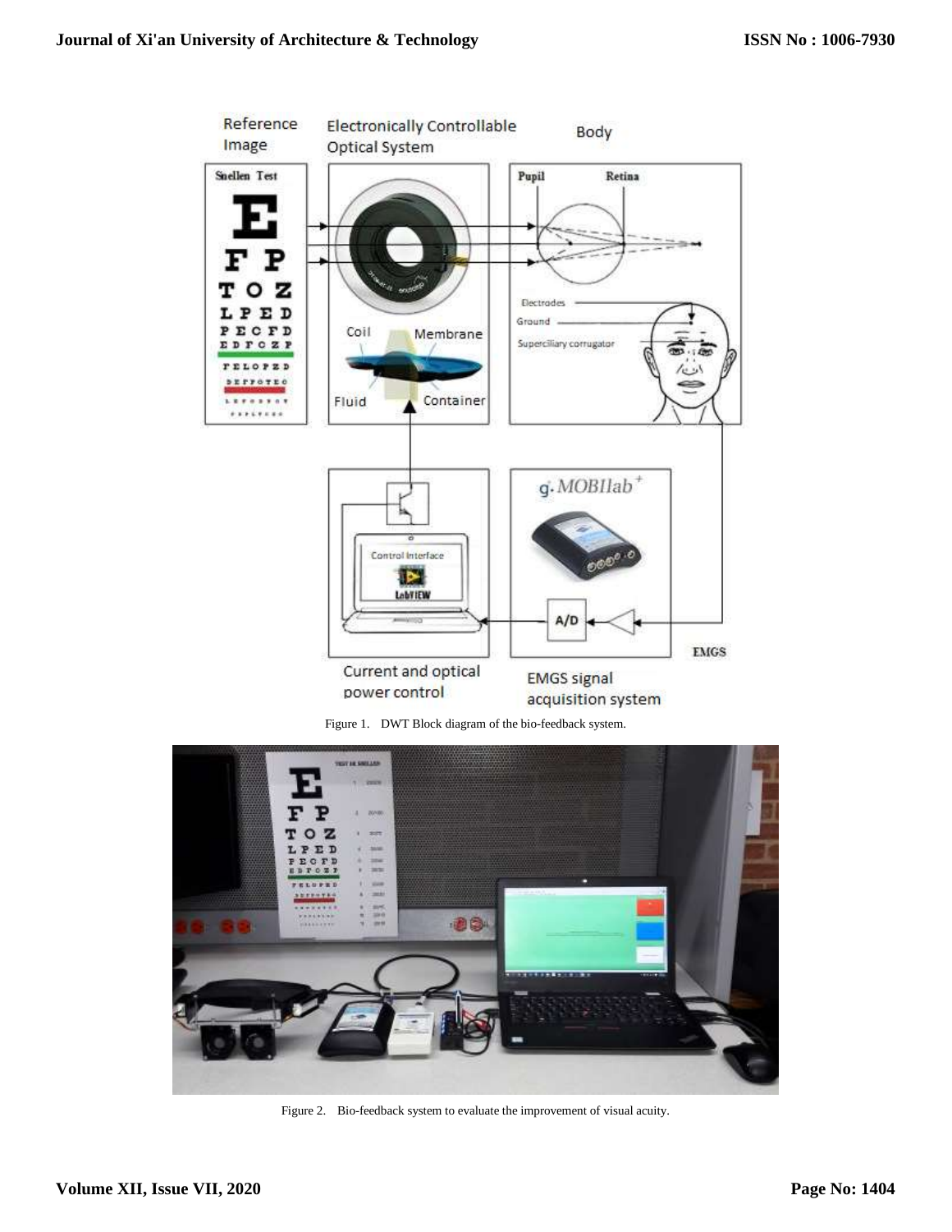Figure 1. DWT Block diagram of the bio-feedback system.

Figure 2. Bio-feedback system to evaluate the improvement of visual acuity.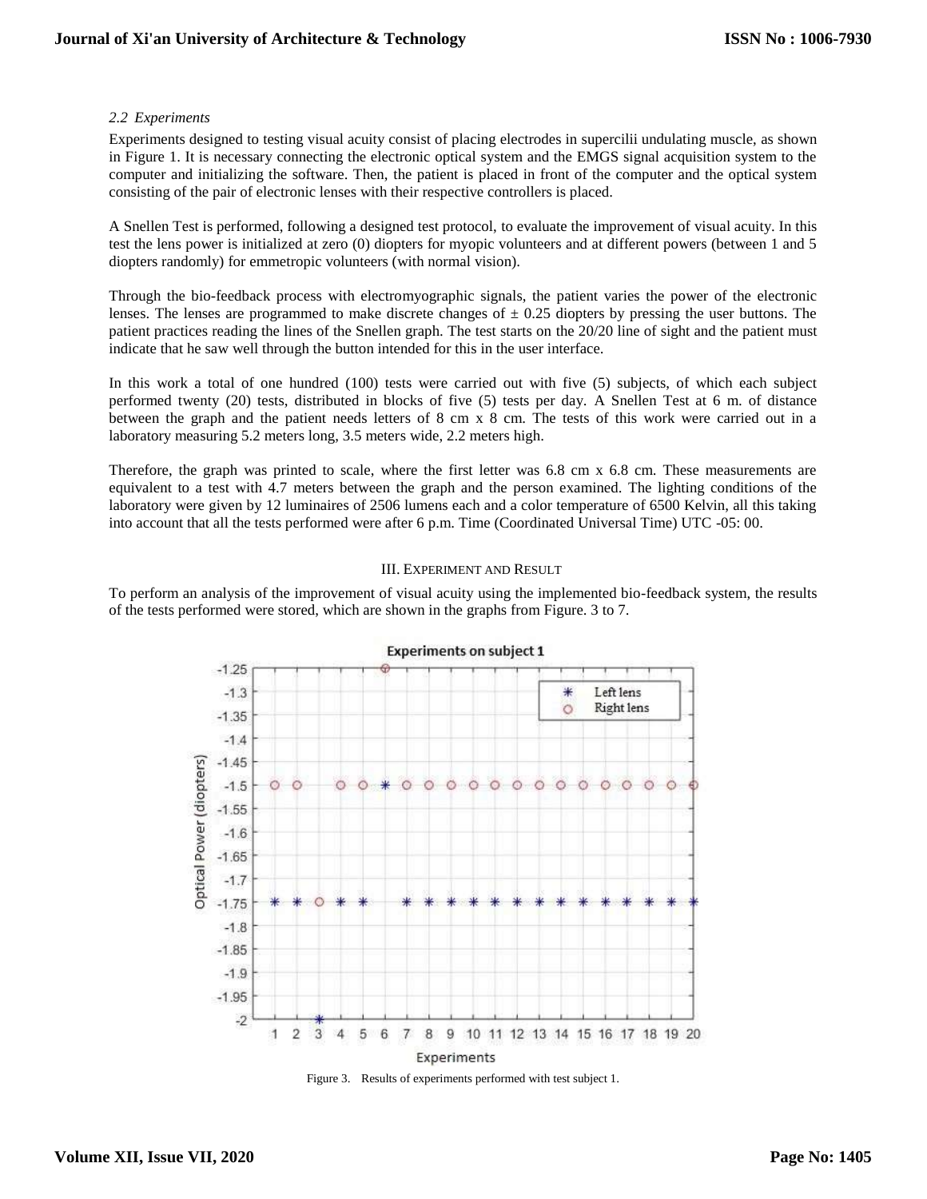### *2.2 Experiments*

Experiments designed to testing visual acuity consist of placing electrodes in supercilii undulating muscle, as shown in Figure 1. It is necessary connecting the electronic optical system and the EMGS signal acquisition system to the computer and initializing the software. Then, the patient is placed in front of the computer and the optical system consisting of the pair of electronic lenses with their respective controllers is placed.

A Snellen Test is performed, following a designed test protocol, to evaluate the improvement of visual acuity. In this test the lens power is initialized at zero (0) diopters for myopic volunteers and at different powers (between 1 and 5 diopters randomly) for emmetropic volunteers (with normal vision).

Through the bio-feedback process with electromyographic signals, the patient varies the power of the electronic lenses. The lenses are programmed to make discrete changes of ± 0.25 diopters by pressing the user buttons. The patient practices reading the lines of the Snellen graph. The test starts on the 20/20 line of sight and the patient must indicate that he saw well through the button intended for this in the user interface.

In this work a total of one hundred (100) tests were carried out with five (5) subjects, of which each subject performed twenty (20) tests, distributed in blocks of five (5) tests per day. A Snellen Test at 6 m. of distance between the graph and the patient needs letters of 8 cm x 8 cm. The tests of this work were carried out in a laboratory measuring 5.2 meters long, 3.5 meters wide, 2.2 meters high.

Therefore, the graph was printed to scale, where the first letter was 6.8 cm x 6.8 cm. These measurements are equivalent to a test with 4.7 meters between the graph and the person examined. The lighting conditions of the laboratory were given by 12 luminaires of 2506 lumens each and a color temperature of 6500 Kelvin, all this taking into account that all the tests performed were after 6 p.m. Time (Coordinated Universal Time) UTC -05: 00.

## III. Experiment and Result

To perform an analysis of the improvement of visual acuity using the implemented bio-feedback system, the results of the tests performed were stored, which are shown in the graphs from Figure. 3 to 7.

Figure 3. Results of experiments performed with test subject 1.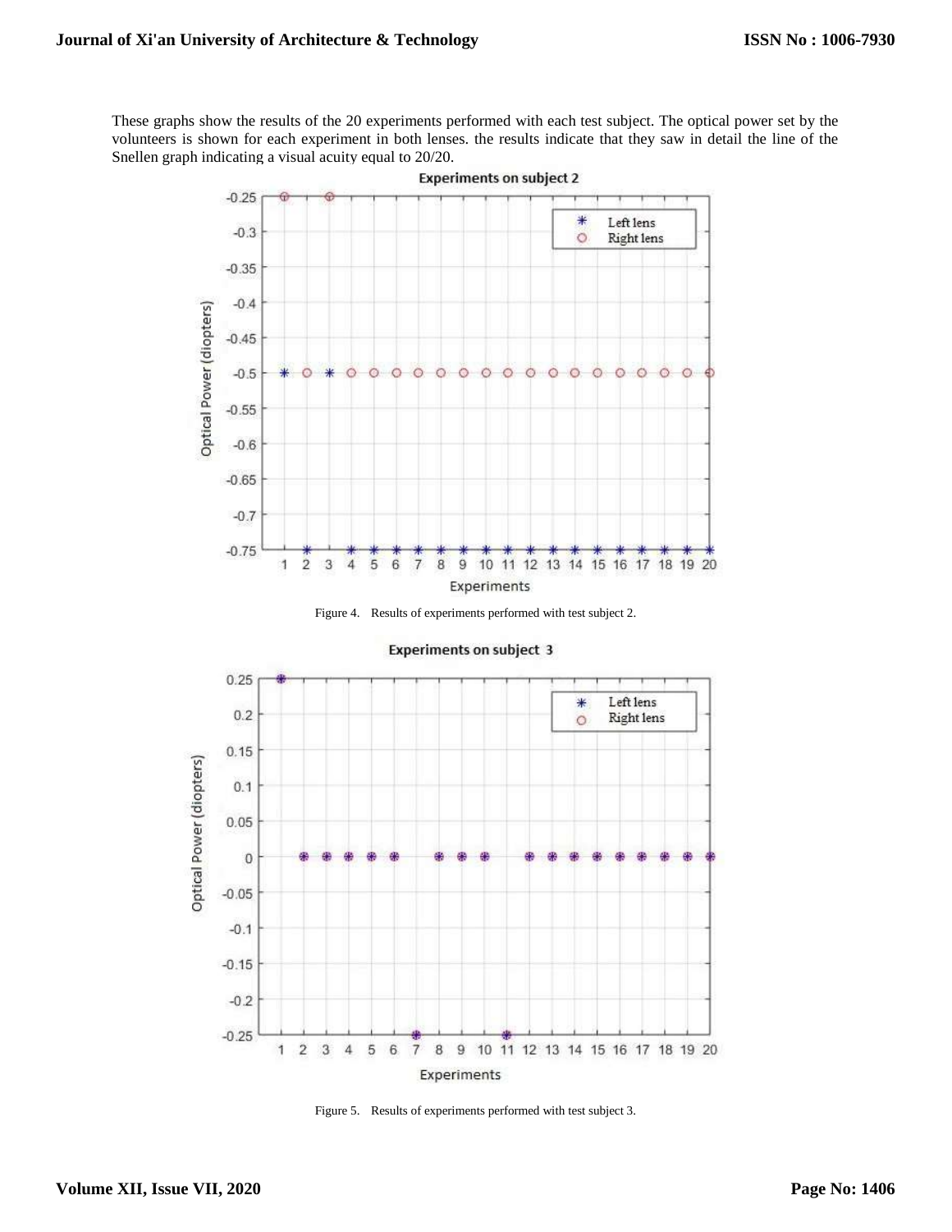These graphs show the results of the 20 experiments performed with each test subject. The optical power set by the volunteers is shown for each experiment in both lenses. the results indicate that they saw in detail the line of the Snellen graph indicating a visual acuity equal to 20/20.

Figure 4. Results of experiments performed with test subject 2.

Figure 5. Results of experiments performed with test subject 3.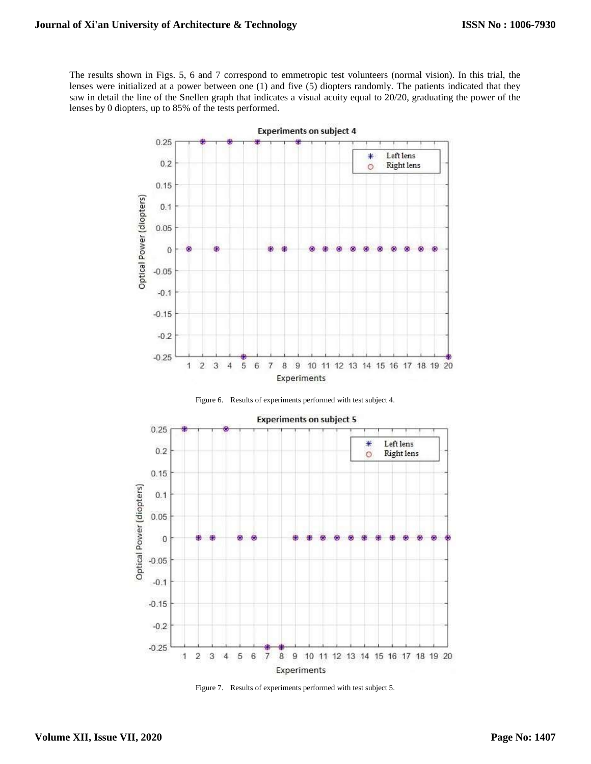The results shown in Figs. 5, 6 and 7 correspond to emmetropic test volunteers (normal vision). In this trial, the lenses were initialized at a power between one (1) and five (5) diopters randomly. The patients indicated that they saw in detail the line of the Snellen graph that indicates a visual acuity equal to 20/20, graduating the power of the lenses by 0 diopters, up to 85% of the tests performed.

Figure 6. Results of experiments performed with test subject 4.

Figure 7. Results of experiments performed with test subject 5.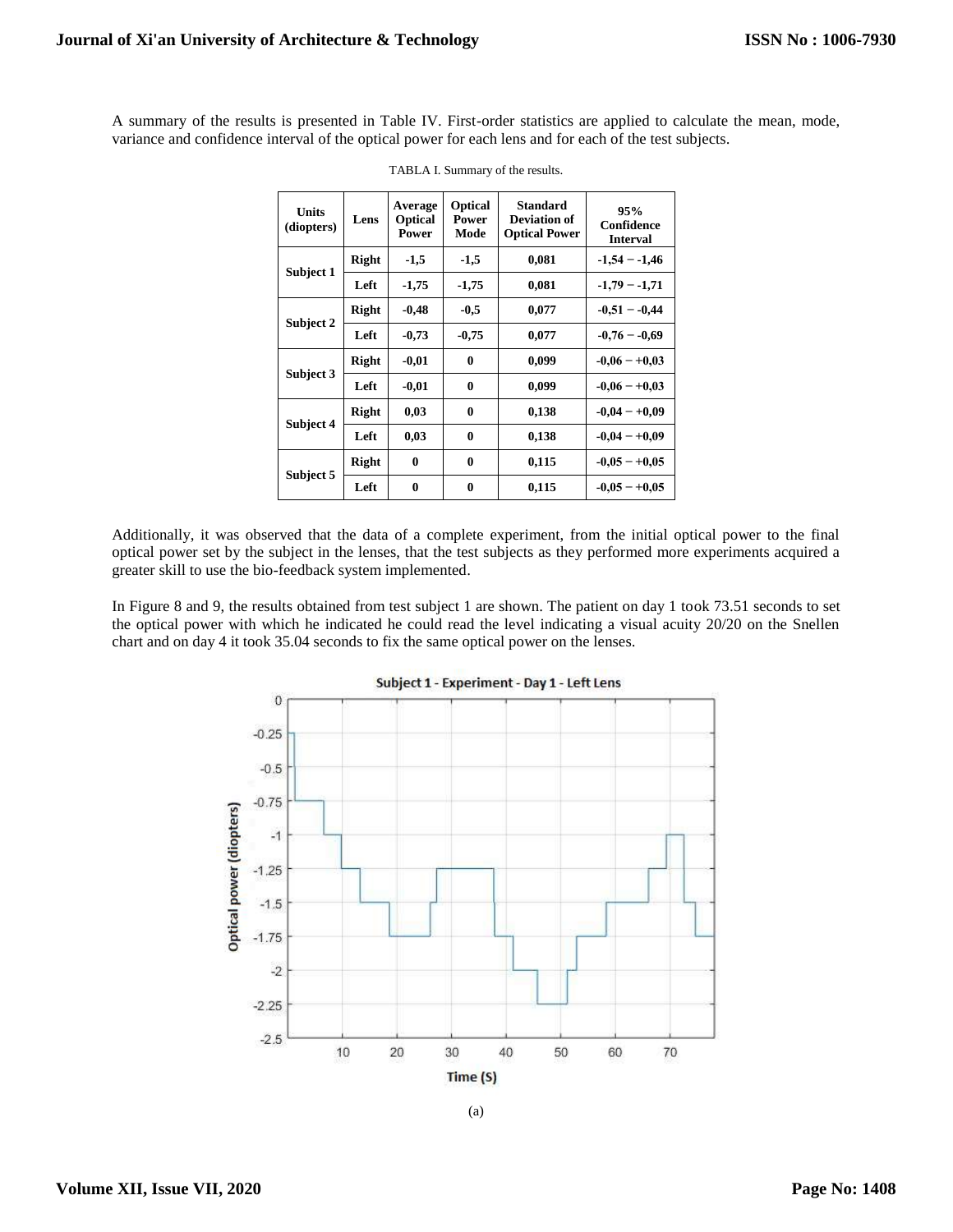A summary of the results is presented in Table IV. First-order statistics are applied to calculate the mean, mode, variance and confidence interval of the optical power for each lens and for each of the test subjects.

TABLA I. Summary of the results.

| Units (diopters) | Lens | Average Optical Power | Optical Power Mode | Standard Deviation of Optical Power | 95% Confidence Interval |
|---|---|---|---|---|---|
| Subject 1 | Right | -1,5 | -1,5 | 0,081 | -1,54 − -1,46 |
| | Left | -1,75 | -1,75 | 0,081 | -1,79 − -1,71 |
| Subject 2 | Right | -0,48 | -0,5 | 0,077 | -0,51 − -0,44 |
| | Left | -0,73 | -0,75 | 0,077 | -0,76 − -0,69 |
| Subject 3 | Right | -0,01 | 0 | 0,099 | -0,06 − +0,03 |
| | Left | -0,01 | 0 | 0,099 | -0,06 − +0,03 |
| Subject 4 | Right | 0,03 | 0 | 0,138 | -0,04 − +0,09 |
| | Left | 0,03 | 0 | 0,138 | -0,04 − +0,09 |
| Subject 5 | Right | 0 | 0 | 0,115 | -0,05 − +0,05 |
| | Left | 0 | 0 | 0,115 | -0,05 − +0,05 |

Additionally, it was observed that the data of a complete experiment, from the initial optical power to the final optical power set by the subject in the lenses, that the test subjects as they performed more experiments acquired a greater skill to use the bio-feedback system implemented.

In Figure 8 and 9, the results obtained from test subject 1 are shown. The patient on day 1 took 73.51 seconds to set the optical power with which he indicated he could read the level indicating a visual acuity 20/20 on the Snellen chart and on day 4 it took 35.04 seconds to fix the same optical power on the lenses.

(a)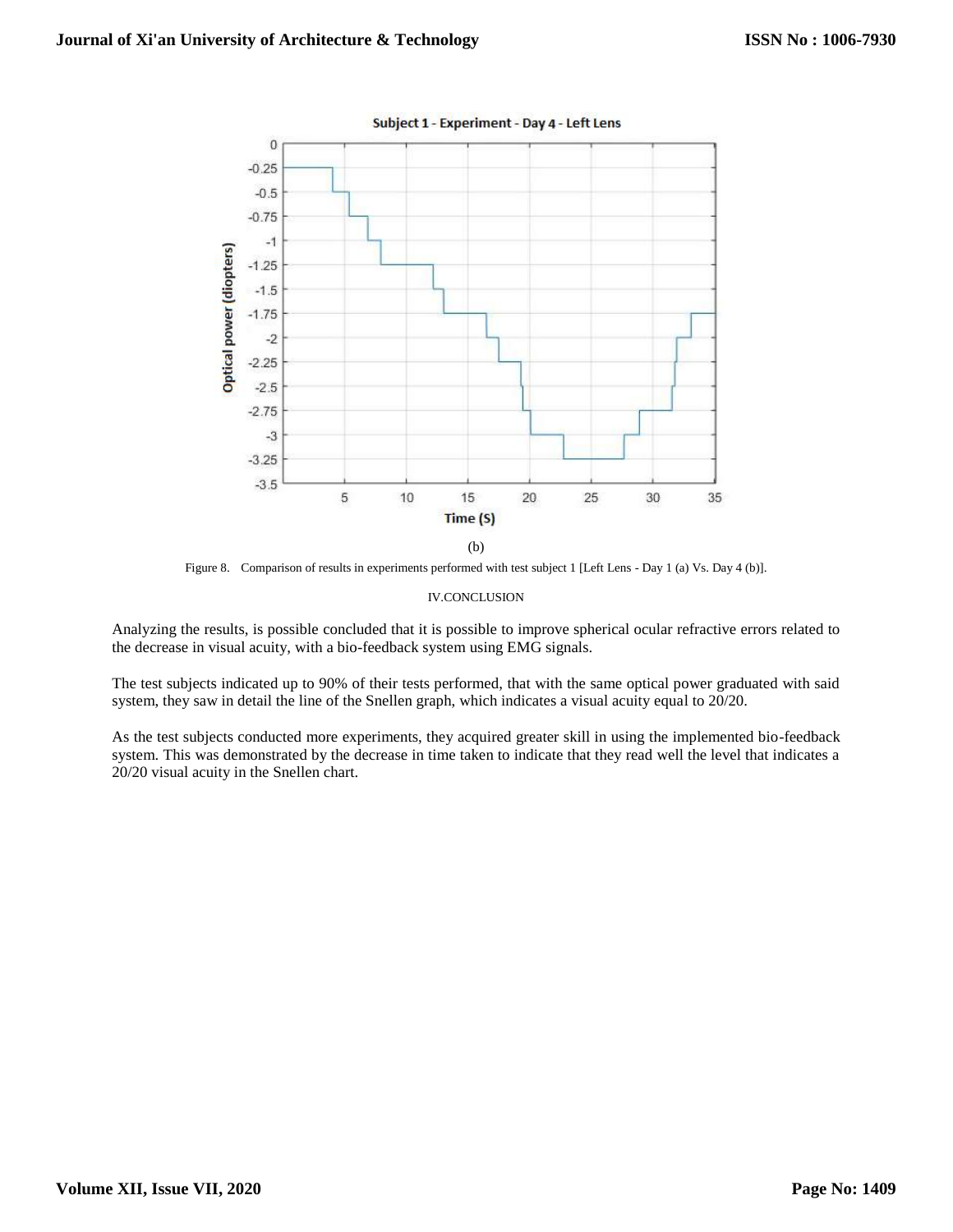(b)

Figure 8. Comparison of results in experiments performed with test subject 1 [Left Lens - Day 1 (a) Vs. Day 4 (b)].

## IV.CONCLUSION

Analyzing the results, is possible concluded that it is possible to improve spherical ocular refractive errors related to the decrease in visual acuity, with a bio-feedback system using EMG signals.

The test subjects indicated up to 90% of their tests performed, that with the same optical power graduated with said system, they saw in detail the line of the Snellen graph, which indicates a visual acuity equal to 20/20.

As the test subjects conducted more experiments, they acquired greater skill in using the implemented bio-feedback system. This was demonstrated by the decrease in time taken to indicate that they read well the level that indicates a 20/20 visual acuity in the Snellen chart.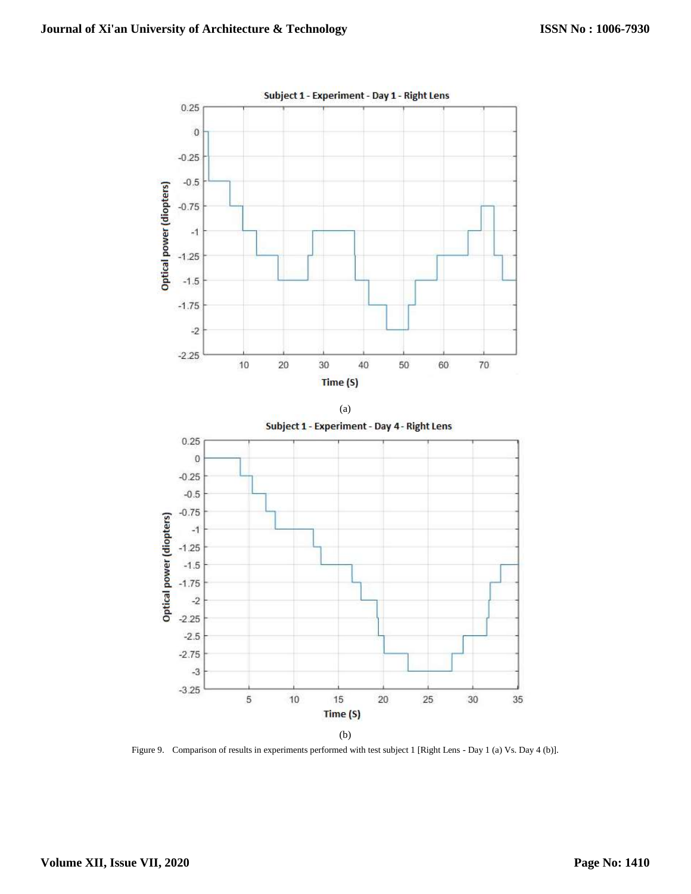(a)

(b)

Figure 9. Comparison of results in experiments performed with test subject 1 [Right Lens - Day 1 (a) Vs. Day 4 (b)].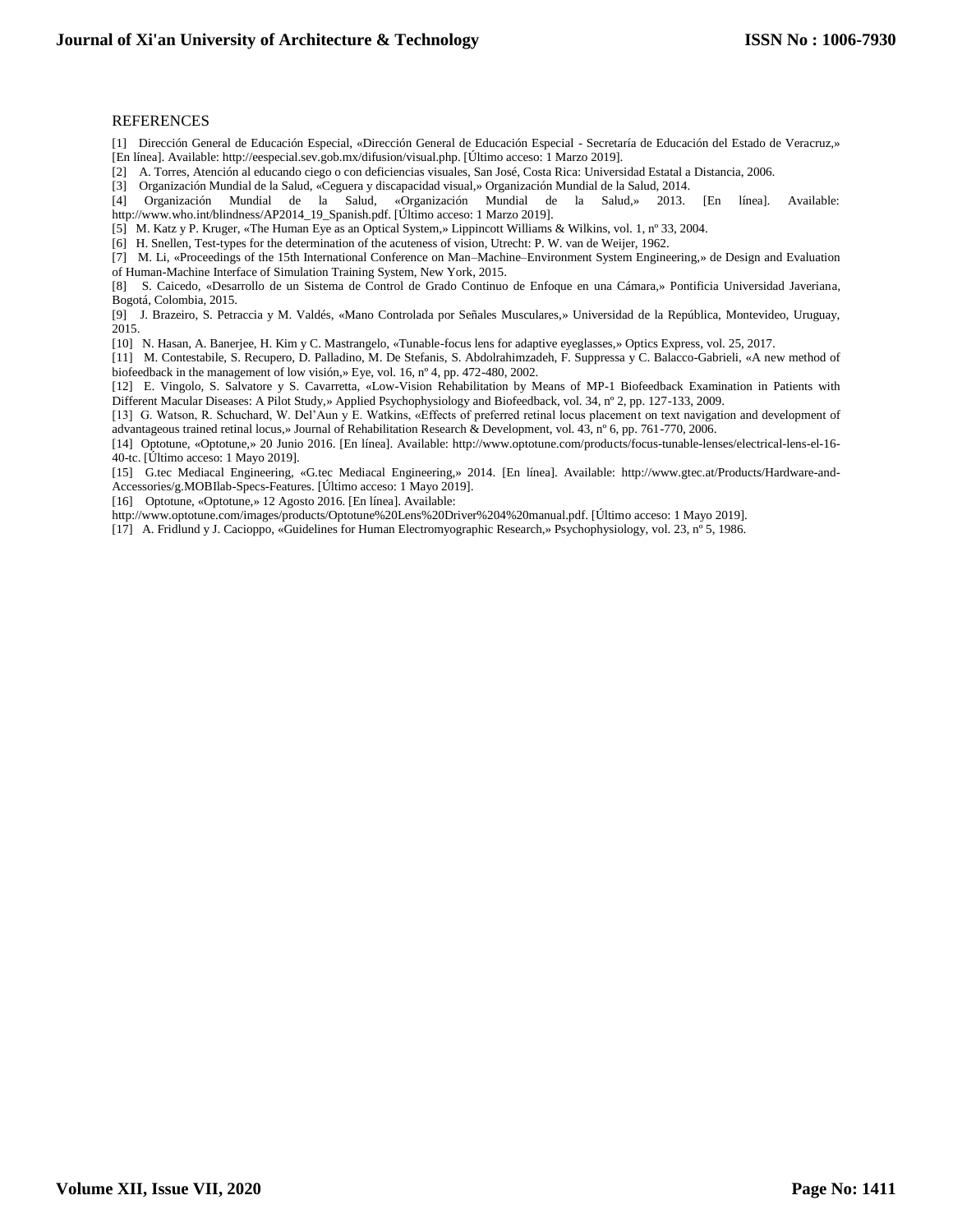REFERENCES

[1] Dirección General de Educación Especial, «Dirección General de Educación Especial - Secretaría de Educación del Estado de Veracruz,» [En línea]. Available: http://eespecial.sev.gob.mx/difusion/visual.php. [Último acceso: 1 Marzo 2019].

[2] A. Torres, Atención al educando ciego o con deficiencias visuales, San José, Costa Rica: Universidad Estatal a Distancia, 2006.

[3] Organización Mundial de la Salud, «Ceguera y discapacidad visual,» Organización Mundial de la Salud, 2014.

[4] Organización Mundial de la Salud, «Organización Mundial de la Salud,» 2013. [En línea]. Available: http://www.who.int/blindness/AP2014_19_Spanish.pdf. [Último acceso: 1 Marzo 2019].

[5] M. Katz y P. Kruger, «The Human Eye as an Optical System,» Lippincott Williams & Wilkins, vol. 1, nº 33, 2004.

[6] H. Snellen, Test-types for the determination of the acuteness of vision, Utrecht: P. W. van de Weijer, 1962.

[7] M. Li, «Proceedings of the 15th International Conference on Man–Machine–Environment System Engineering,» de Design and Evaluation of Human-Machine Interface of Simulation Training System, New York, 2015.

[8] S. Caicedo, «Desarrollo de un Sistema de Control de Grado Continuo de Enfoque en una Cámara,» Pontificia Universidad Javeriana, Bogotá, Colombia, 2015.

[9] J. Brazeiro, S. Petraccia y M. Valdés, «Mano Controlada por Señales Musculares,» Universidad de la República, Montevideo, Uruguay, 2015.

[10] N. Hasan, A. Banerjee, H. Kim y C. Mastrangelo, «Tunable-focus lens for adaptive eyeglasses,» Optics Express, vol. 25, 2017.

[11] M. Contestabile, S. Recupero, D. Palladino, M. De Stefanis, S. Abdolrahimzadeh, F. Suppressa y C. Balacco-Gabrieli, «A new method of biofeedback in the management of low visión,» Eye, vol. 16, nº 4, pp. 472-480, 2002.

[12] E. Vingolo, S. Salvatore y S. Cavarretta, «Low-Vision Rehabilitation by Means of MP-1 Biofeedback Examination in Patients with Different Macular Diseases: A Pilot Study,» Applied Psychophysiology and Biofeedback, vol. 34, nº 2, pp. 127-133, 2009.

[13] G. Watson, R. Schuchard, W. Del'Aun y E. Watkins, «Effects of preferred retinal locus placement on text navigation and development of advantageous trained retinal locus,» Journal of Rehabilitation Research & Development, vol. 43, nº 6, pp. 761-770, 2006.

[14] Optotune, «Optotune,» 20 Junio 2016. [En línea]. Available: http://www.optotune.com/products/focus-tunable-lenses/electrical-lens-el-16-40-tc. [Último acceso: 1 Mayo 2019].

[15] G.tec Mediacal Engineering, «G.tec Mediacal Engineering,» 2014. [En línea]. Available: http://www.gtec.at/Products/Hardware-and-Accessories/g.MOBIlab-Specs-Features. [Último acceso: 1 Mayo 2019].

[16] Optotune, «Optotune,» 12 Agosto 2016. [En línea]. Available: http://www.optotune.com/images/products/Optotune%20Lens%20Driver%204%20manual.pdf. [Último acceso: 1 Mayo 2019].

[17] A. Fridlund y J. Cacioppo, «Guidelines for Human Electromyographic Research,» Psychophysiology, vol. 23, nº 5, 1986.